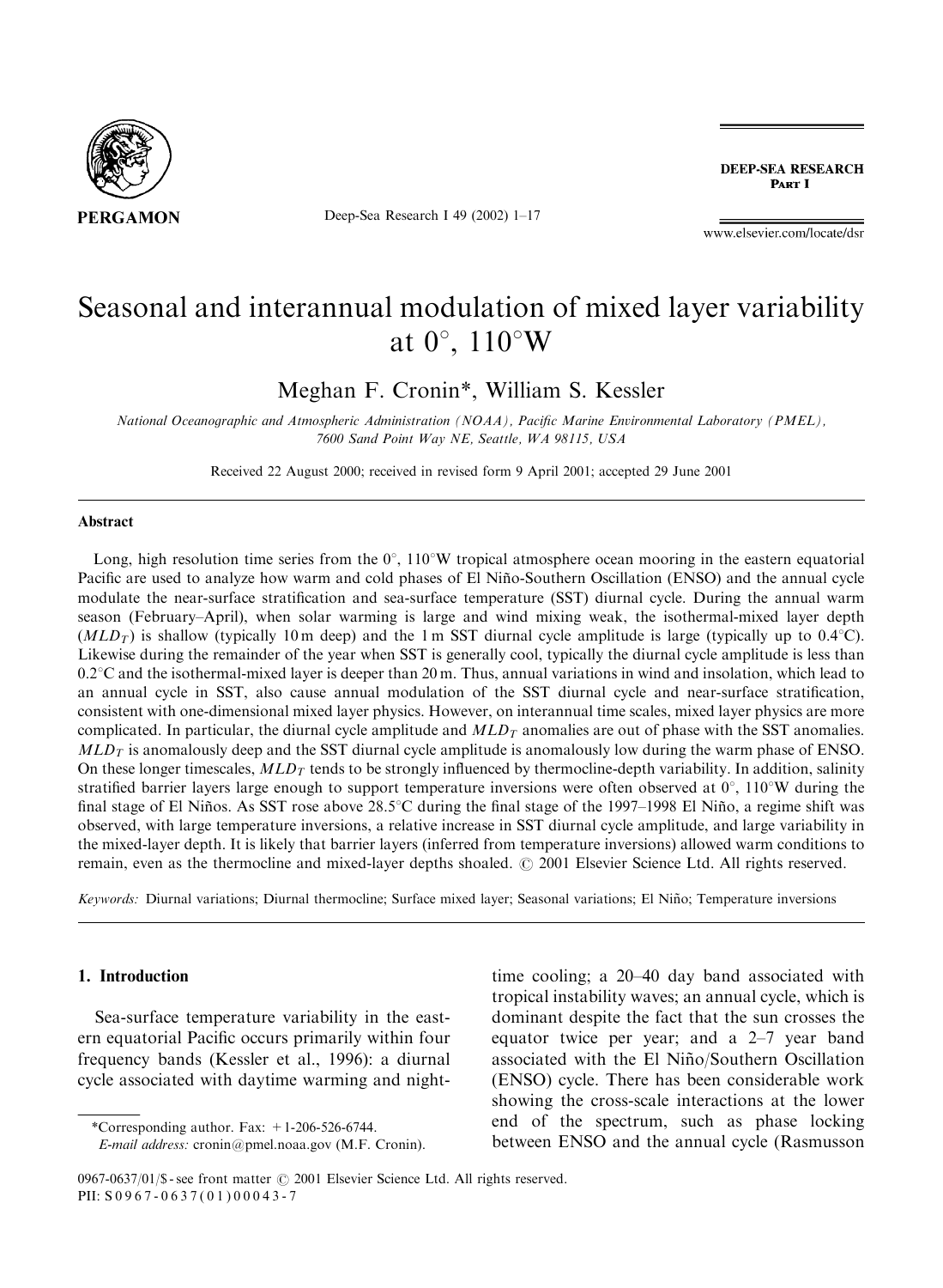# Seasonal and interannual modulation of mixed layer variability at 0°, 110°W

Meghan F. Cronin*, William S. Kessler

*National Oceanographic and Atmospheric Administration (NOAA), Pacific Marine Environmental Laboratory (PMEL), 7600 Sand Point Way NE, Seattle, WA 98115, USA*

Received 22 August 2000; received in revised form 9 April 2001; accepted 29 June 2001

## Abstract

Long, high resolution time series from the 0°, 110°W tropical atmosphere ocean mooring in the eastern equatorial Pacific are used to analyze how warm and cold phases of El Niño-Southern Oscillation (ENSO) and the annual cycle modulate the near-surface stratification and sea-surface temperature (SST) diurnal cycle. During the annual warm season (February–April), when solar warming is large and wind mixing weak, the isothermal-mixed layer depth ($MLD_T$) is shallow (typically 10 m deep) and the 1 m SST diurnal cycle amplitude is large (typically up to 0.4°C). Likewise during the remainder of the year when SST is generally cool, typically the diurnal cycle amplitude is less than 0.2°C and the isothermal-mixed layer is deeper than 20 m. Thus, annual variations in wind and insolation, which lead to an annual cycle in SST, also cause annual modulation of the SST diurnal cycle and near-surface stratification, consistent with one-dimensional mixed layer physics. However, on interannual time scales, mixed layer physics are more complicated. In particular, the diurnal cycle amplitude and $MLD_T$ anomalies are out of phase with the SST anomalies. $MLD_T$ is anomalously deep and the SST diurnal cycle amplitude is anomalously low during the warm phase of ENSO. On these longer timescales, $MLD_T$ tends to be strongly influenced by thermocline-depth variability. In addition, salinity stratified barrier layers large enough to support temperature inversions were often observed at 0°, 110°W during the final stage of El Niños. As SST rose above 28.5°C during the final stage of the 1997–1998 El Niño, a regime shift was observed, with large temperature inversions, a relative increase in SST diurnal cycle amplitude, and large variability in the mixed-layer depth. It is likely that barrier layers (inferred from temperature inversions) allowed warm conditions to remain, even as the thermocline and mixed-layer depths shoaled. © 2001 Elsevier Science Ltd. All rights reserved.

*Keywords:* Diurnal variations; Diurnal thermocline; Surface mixed layer; Seasonal variations; El Niño; Temperature inversions

## 1. Introduction

Sea-surface temperature variability in the eastern equatorial Pacific occurs primarily within four frequency bands (Kessler et al., 1996): a diurnal cycle associated with daytime warming and night-time cooling; a 20–40 day band associated with tropical instability waves; an annual cycle, which is dominant despite the fact that the sun crosses the equator twice per year; and a 2–7 year band associated with the El Niño/Southern Oscillation (ENSO) cycle. There has been considerable work showing the cross-scale interactions at the lower end of the spectrum, such as phase locking between ENSO and the annual cycle (Rasmusson

*Corresponding author. Fax: +1-206-526-6744.
*E-mail address:* cronin@pmel.noaa.gov (M.F. Cronin).

0967-0637/01/$ - see front matter © 2001 Elsevier Science Ltd. All rights reserved.
PII: S0967-0637(01)00043-7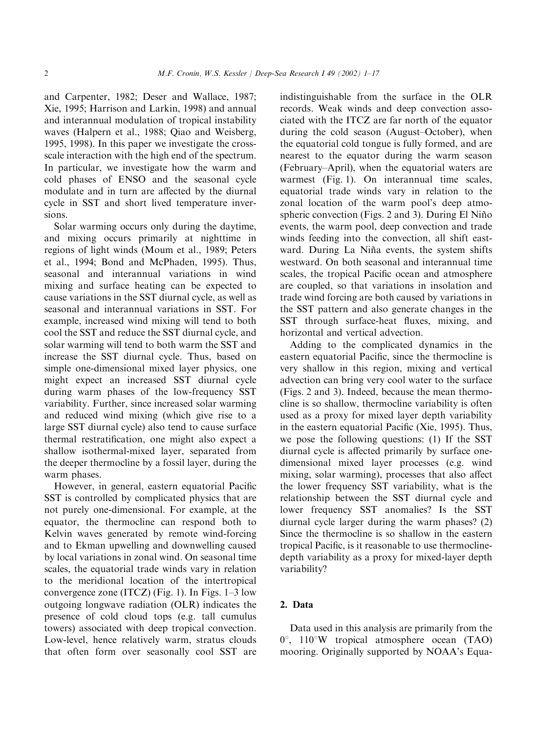and Carpenter, 1982; Deser and Wallace, 1987; Xie, 1995; Harrison and Larkin, 1998) and annual and interannual modulation of tropical instability waves (Halpern et al., 1988; Qiao and Weisberg, 1995, 1998). In this paper we investigate the cross-scale interaction with the high end of the spectrum. In particular, we investigate how the warm and cold phases of ENSO and the seasonal cycle modulate and in turn are affected by the diurnal cycle in SST and short lived temperature inversions.

Solar warming occurs only during the daytime, and mixing occurs primarily at nighttime in regions of light winds (Moum et al., 1989; Peters et al., 1994; Bond and McPhaden, 1995). Thus, seasonal and interannual variations in wind mixing and surface heating can be expected to cause variations in the SST diurnal cycle, as well as seasonal and interannual variations in SST. For example, increased wind mixing will tend to both cool the SST and reduce the SST diurnal cycle, and solar warming will tend to both warm the SST and increase the SST diurnal cycle. Thus, based on simple one-dimensional mixed layer physics, one might expect an increased SST diurnal cycle during warm phases of the low-frequency SST variability. Further, since increased solar warming and reduced wind mixing (which give rise to a large SST diurnal cycle) also tend to cause surface thermal restratification, one might also expect a shallow isothermal-mixed layer, separated from the deeper thermocline by a fossil layer, during the warm phases.

However, in general, eastern equatorial Pacific SST is controlled by complicated physics that are not purely one-dimensional. For example, at the equator, the thermocline can respond both to Kelvin waves generated by remote wind-forcing and to Ekman upwelling and downwelling caused by local variations in zonal wind. On seasonal time scales, the equatorial trade winds vary in relation to the meridional location of the intertropical convergence zone (ITCZ) (Fig. 1). In Figs. 1–3 low outgoing longwave radiation (OLR) indicates the presence of cold cloud tops (e.g. tall cumulus towers) associated with deep tropical convection. Low-level, hence relatively warm, stratus clouds that often form over seasonally cool SST are indistinguishable from the surface in the OLR records. Weak winds and deep convection associated with the ITCZ are far north of the equator during the cold season (August–October), when the equatorial cold tongue is fully formed, and are nearest to the equator during the warm season (February–April), when the equatorial waters are warmest (Fig. 1). On interannual time scales, equatorial trade winds vary in relation to the zonal location of the warm pool's deep atmospheric convection (Figs. 2 and 3). During El Niño events, the warm pool, deep convection and trade winds feeding into the convection, all shift eastward. During La Niña events, the system shifts westward. On both seasonal and interannual time scales, the tropical Pacific ocean and atmosphere are coupled, so that variations in insolation and trade wind forcing are both caused by variations in the SST pattern and also generate changes in the SST through surface-heat fluxes, mixing, and horizontal and vertical advection.

Adding to the complicated dynamics in the eastern equatorial Pacific, since the thermocline is very shallow in this region, mixing and vertical advection can bring very cool water to the surface (Figs. 2 and 3). Indeed, because the mean thermocline is so shallow, thermocline variability is often used as a proxy for mixed layer depth variability in the eastern equatorial Pacific (Xie, 1995). Thus, we pose the following questions: (1) If the SST diurnal cycle is affected primarily by surface one-dimensional mixed layer processes (e.g. wind mixing, solar warming), processes that also affect the lower frequency SST variability, what is the relationship between the SST diurnal cycle and lower frequency SST anomalies? Is the SST diurnal cycle larger during the warm phases? (2) Since the thermocline is so shallow in the eastern tropical Pacific, is it reasonable to use thermocline-depth variability as a proxy for mixed-layer depth variability?

## 2. Data

Data used in this analysis are primarily from the 0°, 110°W tropical atmosphere ocean (TAO) mooring. Originally supported by NOAA's Equa-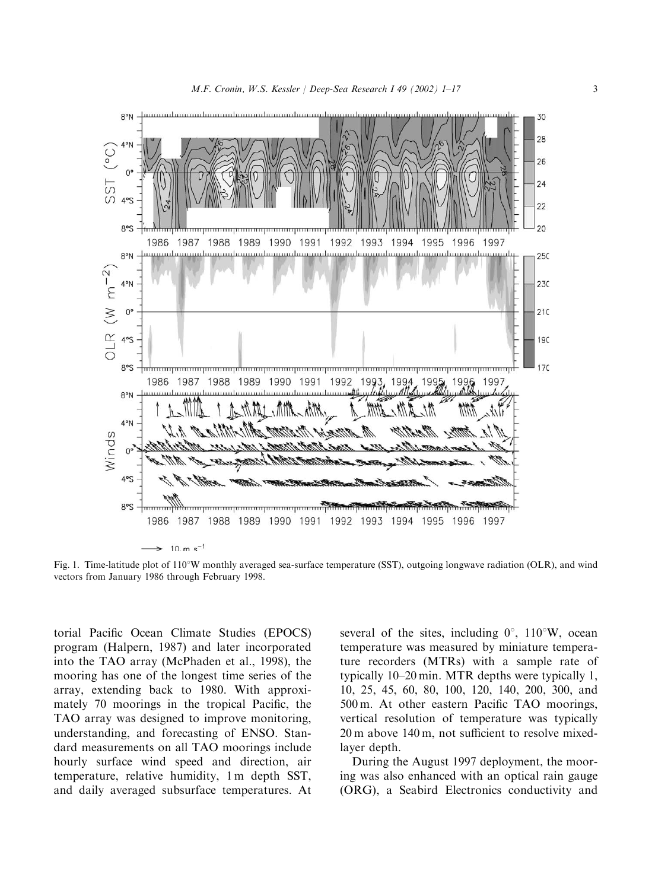Fig. 1. Time-latitude plot of 110°W monthly averaged sea-surface temperature (SST), outgoing longwave radiation (OLR), and wind vectors from January 1986 through February 1998.

torial Pacific Ocean Climate Studies (EPOCS) program (Halpern, 1987) and later incorporated into the TAO array (McPhaden et al., 1998), the mooring has one of the longest time series of the array, extending back to 1980. With approximately 70 moorings in the tropical Pacific, the TAO array was designed to improve monitoring, understanding, and forecasting of ENSO. Standard measurements on all TAO moorings include hourly surface wind speed and direction, air temperature, relative humidity, 1 m depth SST, and daily averaged subsurface temperatures. At several of the sites, including 0°, 110°W, ocean temperature was measured by miniature temperature recorders (MTRs) with a sample rate of typically 10–20 min. MTR depths were typically 1, 10, 25, 45, 60, 80, 100, 120, 140, 200, 300, and 500 m. At other eastern Pacific TAO moorings, vertical resolution of temperature was typically 20 m above 140 m, not sufficient to resolve mixed-layer depth.

During the August 1997 deployment, the mooring was also enhanced with an optical rain gauge (ORG), a Seabird Electronics conductivity and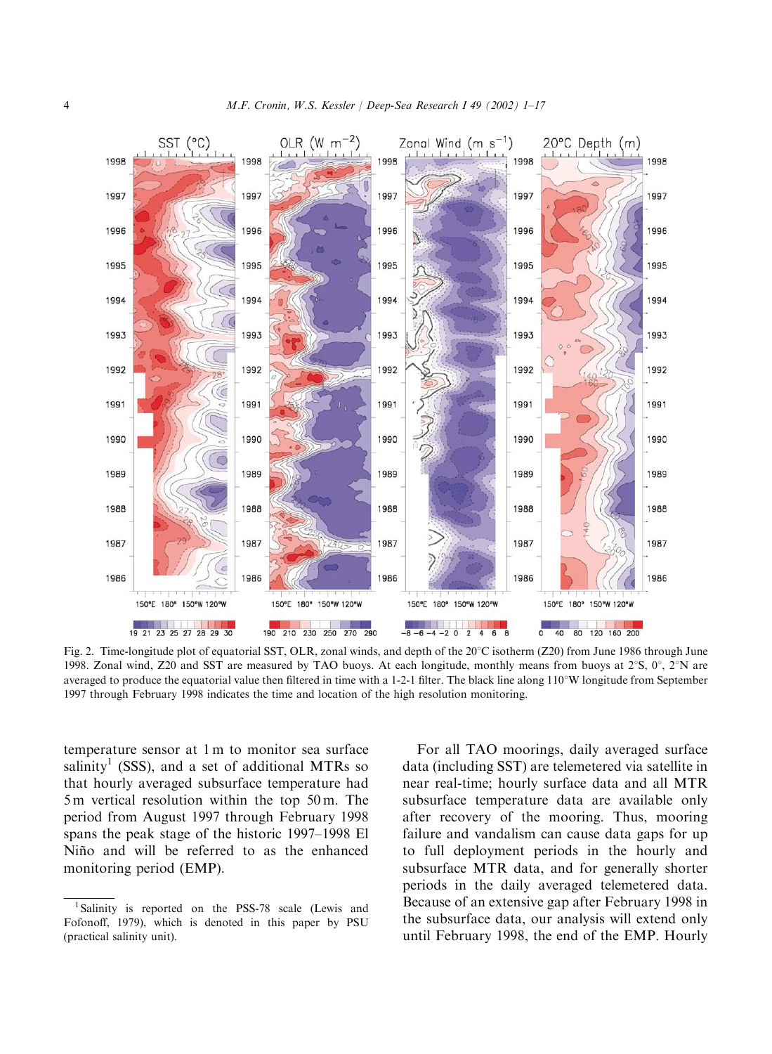Fig. 2. Time-longitude plot of equatorial SST, OLR, zonal winds, and depth of the 20°C isotherm (Z20) from June 1986 through June 1998. Zonal wind, Z20 and SST are measured by TAO buoys. At each longitude, monthly means from buoys at 2°S, 0°, 2°N are averaged to produce the equatorial value then filtered in time with a 1-2-1 filter. The black line along 110°W longitude from September 1997 through February 1998 indicates the time and location of the high resolution monitoring.

temperature sensor at 1 m to monitor sea surface salinity[1] (SSS), and a set of additional MTRs so that hourly averaged subsurface temperature had 5 m vertical resolution within the top 50 m. The period from August 1997 through February 1998 spans the peak stage of the historic 1997–1998 El Niño and will be referred to as the enhanced monitoring period (EMP).

For all TAO moorings, daily averaged surface data (including SST) are telemetered via satellite in near real-time; hourly surface data and all MTR subsurface temperature data are available only after recovery of the mooring. Thus, mooring failure and vandalism can cause data gaps for up to full deployment periods in the hourly and subsurface MTR data, and for generally shorter periods in the daily averaged telemetered data. Because of an extensive gap after February 1998 in the subsurface data, our analysis will extend only until February 1998, the end of the EMP. Hourly

[1] Salinity is reported on the PSS-78 scale (Lewis and Fofonoff, 1979), which is denoted in this paper by PSU (practical salinity unit).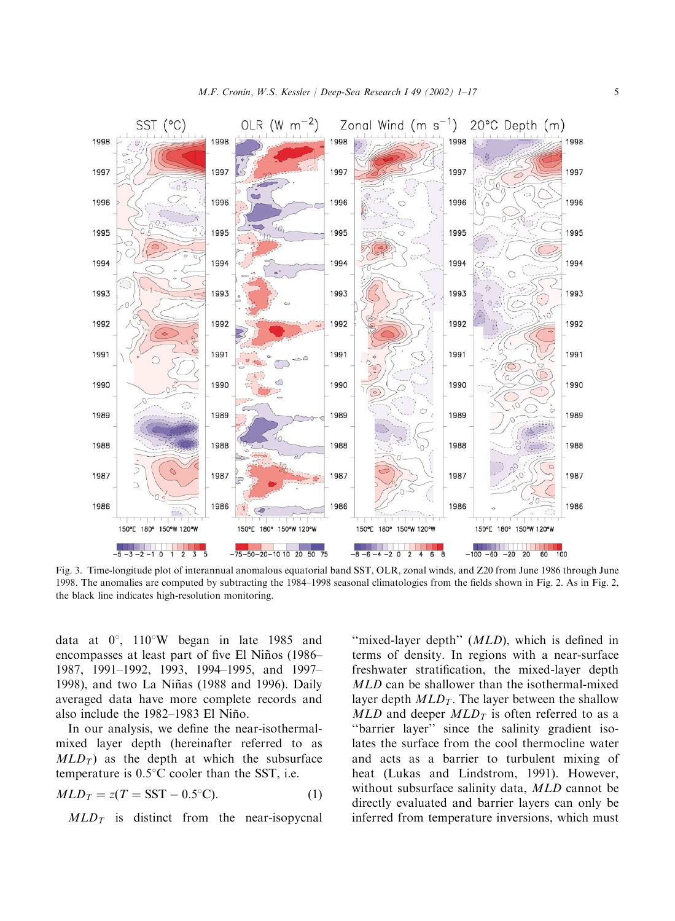Fig. 3. Time-longitude plot of interannual anomalous equatorial band SST, OLR, zonal winds, and Z20 from June 1986 through June 1998. The anomalies are computed by subtracting the 1984–1998 seasonal climatologies from the fields shown in Fig. 2. As in Fig. 2, the black line indicates high-resolution monitoring.

data at 0°, 110°W began in late 1985 and encompasses at least part of five El Niños (1986–1987, 1991–1992, 1993, 1994–1995, and 1997–1998), and two La Niñas (1988 and 1996). Daily averaged data have more complete records and also include the 1982–1983 El Niño.

In our analysis, we define the near-isothermal-mixed layer depth (hereinafter referred to as $MLD_T$) as the depth at which the subsurface temperature is 0.5°C cooler than the SST, i.e.

$$MLD_T = z(T = \mathrm{SST} - 0.5^\circ\mathrm{C}). \qquad (1)$$

$MLD_T$ is distinct from the near-isopycnal "mixed-layer depth" ($MLD$), which is defined in terms of density. In regions with a near-surface freshwater stratification, the mixed-layer depth $MLD$ can be shallower than the isothermal-mixed layer depth $MLD_T$. The layer between the shallow $MLD$ and deeper $MLD_T$ is often referred to as a "barrier layer" since the salinity gradient isolates the surface from the cool thermocline water and acts as a barrier to turbulent mixing of heat (Lukas and Lindstrom, 1991). However, without subsurface salinity data, $MLD$ cannot be directly evaluated and barrier layers can only be inferred from temperature inversions, which must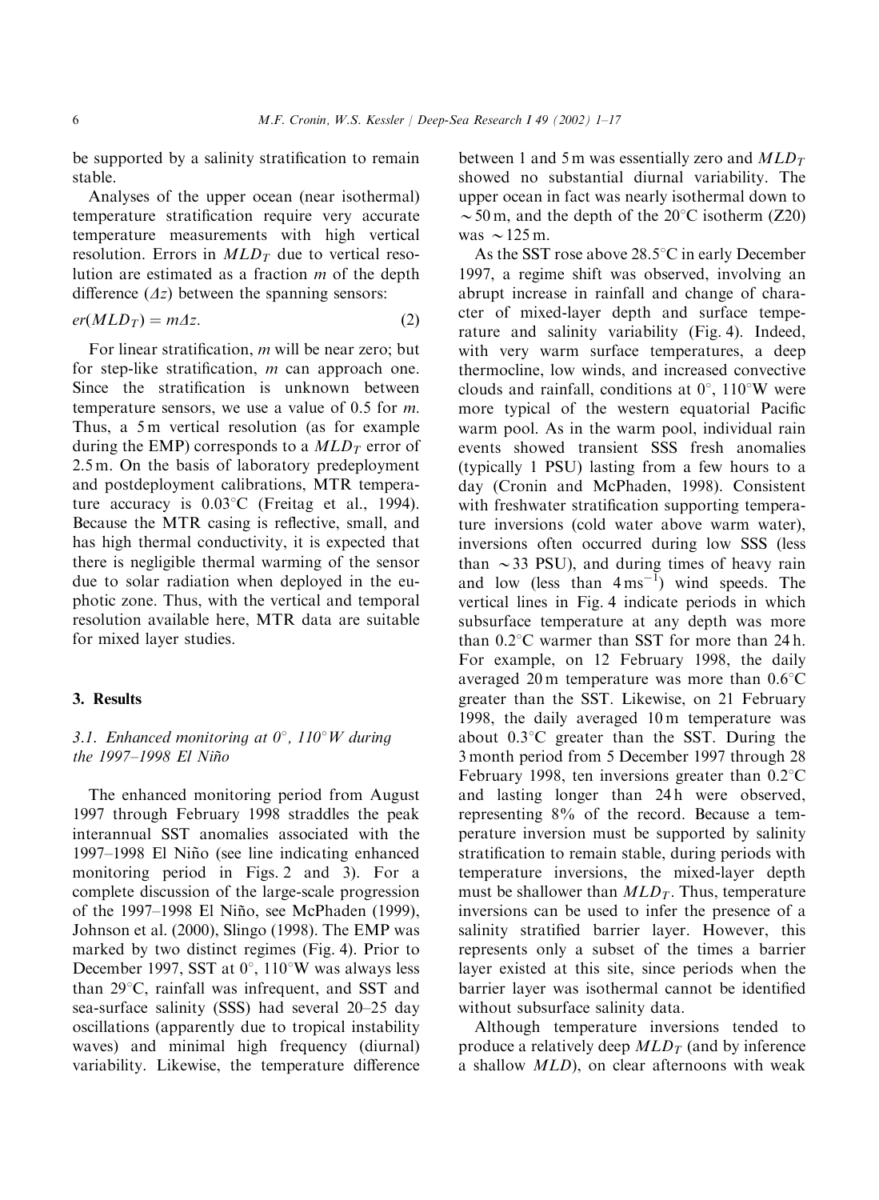be supported by a salinity stratification to remain stable.

Analyses of the upper ocean (near isothermal) temperature stratification require very accurate temperature measurements with high vertical resolution. Errors in $MLD_T$ due to vertical resolution are estimated as a fraction $m$ of the depth difference ($\Delta z$) between the spanning sensors:

$$er(MLD_T) = m\Delta z. \tag{2}$$

For linear stratification, $m$ will be near zero; but for step-like stratification, $m$ can approach one. Since the stratification is unknown between temperature sensors, we use a value of 0.5 for $m$. Thus, a 5 m vertical resolution (as for example during the EMP) corresponds to a $MLD_T$ error of 2.5 m. On the basis of laboratory predeployment and postdeployment calibrations, MTR temperature accuracy is 0.03°C (Freitag et al., 1994). Because the MTR casing is reflective, small, and has high thermal conductivity, it is expected that there is negligible thermal warming of the sensor due to solar radiation when deployed in the euphotic zone. Thus, with the vertical and temporal resolution available here, MTR data are suitable for mixed layer studies.

## 3. Results

### 3.1. Enhanced monitoring at 0°, 110°W during the 1997–1998 El Niño

The enhanced monitoring period from August 1997 through February 1998 straddles the peak interannual SST anomalies associated with the 1997–1998 El Niño (see line indicating enhanced monitoring period in Figs. 2 and 3). For a complete discussion of the large-scale progression of the 1997–1998 El Niño, see McPhaden (1999), Johnson et al. (2000), Slingo (1998). The EMP was marked by two distinct regimes (Fig. 4). Prior to December 1997, SST at 0°, 110°W was always less than 29°C, rainfall was infrequent, and SST and sea-surface salinity (SSS) had several 20–25 day oscillations (apparently due to tropical instability waves) and minimal high frequency (diurnal) variability. Likewise, the temperature difference between 1 and 5 m was essentially zero and $MLD_T$ showed no substantial diurnal variability. The upper ocean in fact was nearly isothermal down to $\sim$50 m, and the depth of the 20°C isotherm (Z20) was $\sim$125 m.

As the SST rose above 28.5°C in early December 1997, a regime shift was observed, involving an abrupt increase in rainfall and change of character of mixed-layer depth and surface temperature and salinity variability (Fig. 4). Indeed, with very warm surface temperatures, a deep thermocline, low winds, and increased convective clouds and rainfall, conditions at 0°, 110°W were more typical of the western equatorial Pacific warm pool. As in the warm pool, individual rain events showed transient SSS fresh anomalies (typically 1 PSU) lasting from a few hours to a day (Cronin and McPhaden, 1998). Consistent with freshwater stratification supporting temperature inversions (cold water above warm water), inversions often occurred during low SSS (less than $\sim$33 PSU), and during times of heavy rain and low (less than 4 m s$^{-1}$) wind speeds. The vertical lines in Fig. 4 indicate periods in which subsurface temperature at any depth was more than 0.2°C warmer than SST for more than 24 h. For example, on 12 February 1998, the daily averaged 20 m temperature was more than 0.6°C greater than the SST. Likewise, on 21 February 1998, the daily averaged 10 m temperature was about 0.3°C greater than the SST. During the 3 month period from 5 December 1997 through 28 February 1998, ten inversions greater than 0.2°C and lasting longer than 24 h were observed, representing 8% of the record. Because a temperature inversion must be supported by salinity stratification to remain stable, during periods with temperature inversions, the mixed-layer depth must be shallower than $MLD_T$. Thus, temperature inversions can be used to infer the presence of a salinity stratified barrier layer. However, this represents only a subset of the times a barrier layer existed at this site, since periods when the barrier layer was isothermal cannot be identified without subsurface salinity data.

Although temperature inversions tended to produce a relatively deep $MLD_T$ (and by inference a shallow $MLD$), on clear afternoons with weak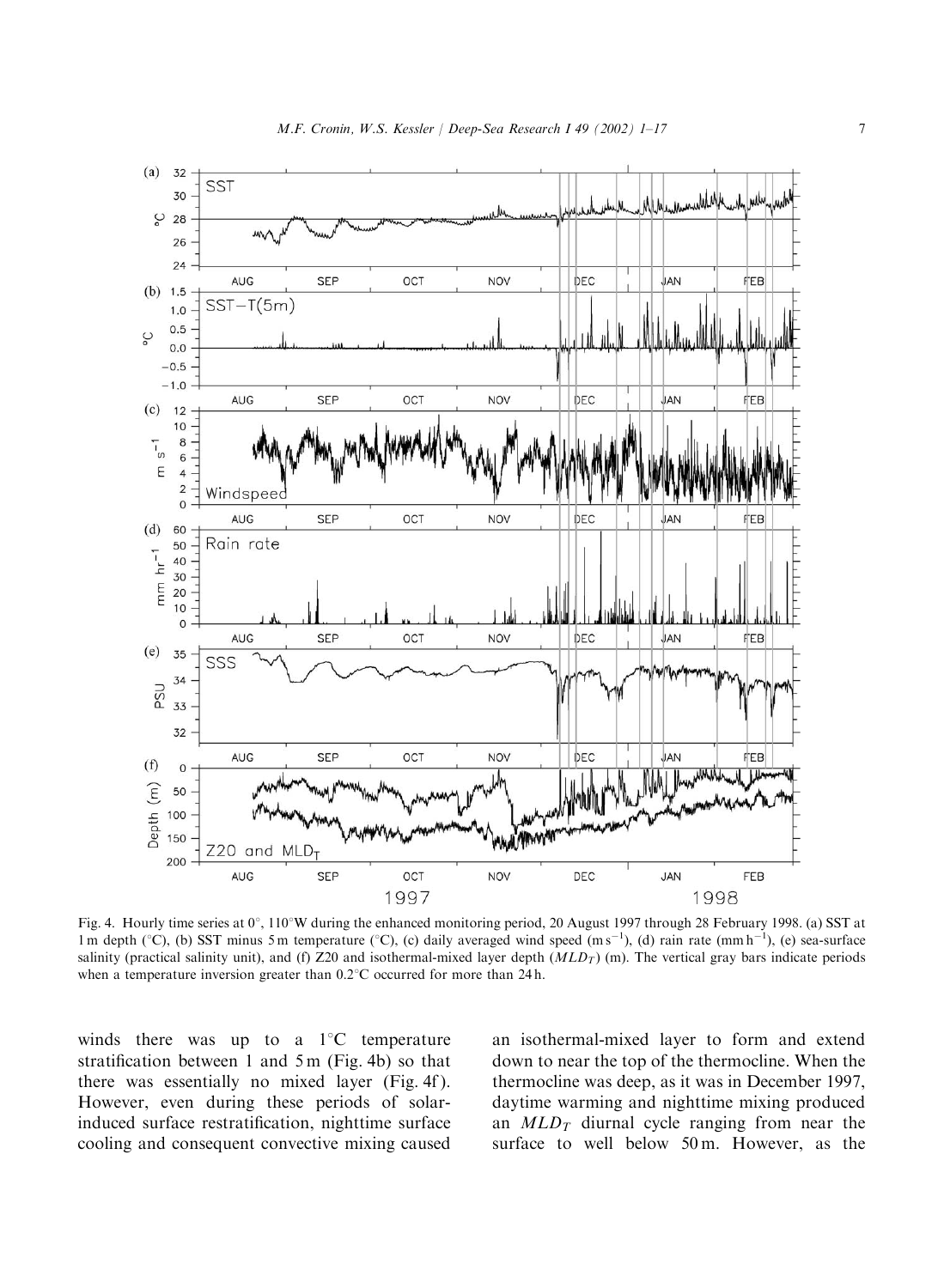Fig. 4. Hourly time series at 0°, 110°W during the enhanced monitoring period, 20 August 1997 through 28 February 1998. (a) SST at 1 m depth (°C), (b) SST minus 5 m temperature (°C), (c) daily averaged wind speed (m s$^{-1}$), (d) rain rate (mm h$^{-1}$), (e) sea-surface salinity (practical salinity unit), and (f) Z20 and isothermal-mixed layer depth ($MLD_T$) (m). The vertical gray bars indicate periods when a temperature inversion greater than 0.2°C occurred for more than 24 h.

winds there was up to a 1°C temperature stratification between 1 and 5 m (Fig. 4b) so that there was essentially no mixed layer (Fig. 4f). However, even during these periods of solar-induced surface restratification, nighttime surface cooling and consequent convective mixing caused an isothermal-mixed layer to form and extend down to near the top of the thermocline. When the thermocline was deep, as it was in December 1997, daytime warming and nighttime mixing produced an $MLD_T$ diurnal cycle ranging from near the surface to well below 50 m. However, as the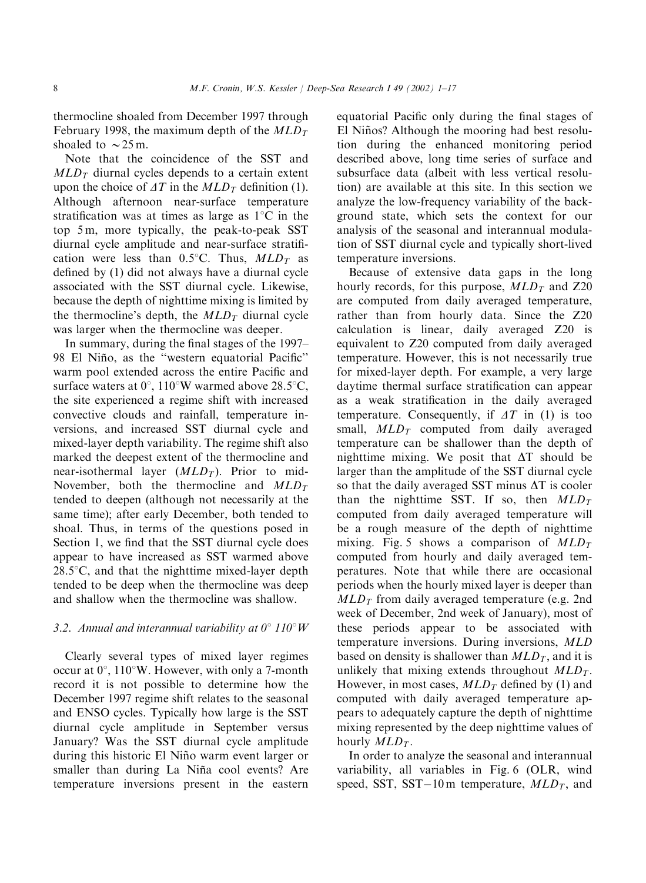thermocline shoaled from December 1997 through February 1998, the maximum depth of the $MLD_T$ shoaled to $\sim$25 m.

Note that the coincidence of the SST and $MLD_T$ diurnal cycles depends to a certain extent upon the choice of $\Delta T$ in the $MLD_T$ definition (1). Although afternoon near-surface temperature stratification was at times as large as 1°C in the top 5 m, more typically, the peak-to-peak SST diurnal cycle amplitude and near-surface stratification were less than 0.5°C. Thus, $MLD_T$ as defined by (1) did not always have a diurnal cycle associated with the SST diurnal cycle. Likewise, because the depth of nighttime mixing is limited by the thermocline's depth, the $MLD_T$ diurnal cycle was larger when the thermocline was deeper.

In summary, during the final stages of the 1997–98 El Niño, as the "western equatorial Pacific" warm pool extended across the entire Pacific and surface waters at 0°, 110°W warmed above 28.5°C, the site experienced a regime shift with increased convective clouds and rainfall, temperature inversions, and increased SST diurnal cycle and mixed-layer depth variability. The regime shift also marked the deepest extent of the thermocline and near-isothermal layer ($MLD_T$). Prior to mid-November, both the thermocline and $MLD_T$ tended to deepen (although not necessarily at the same time); after early December, both tended to shoal. Thus, in terms of the questions posed in Section 1, we find that the SST diurnal cycle does appear to have increased as SST warmed above 28.5°C, and that the nighttime mixed-layer depth tended to be deep when the thermocline was deep and shallow when the thermocline was shallow.

### 3.2. Annual and interannual variability at 0° 110°W

Clearly several types of mixed layer regimes occur at 0°, 110°W. However, with only a 7-month record it is not possible to determine how the December 1997 regime shift relates to the seasonal and ENSO cycles. Typically how large is the SST diurnal cycle amplitude in September versus January? Was the SST diurnal cycle amplitude during this historic El Niño warm event larger or smaller than during La Niña cool events? Are temperature inversions present in the eastern equatorial Pacific only during the final stages of El Niños? Although the mooring had best resolution during the enhanced monitoring period described above, long time series of surface and subsurface data (albeit with less vertical resolution) are available at this site. In this section we analyze the low-frequency variability of the background state, which sets the context for our analysis of the seasonal and interannual modulation of SST diurnal cycle and typically short-lived temperature inversions.

Because of extensive data gaps in the long hourly records, for this purpose, $MLD_T$ and Z20 are computed from daily averaged temperature, rather than from hourly data. Since the Z20 calculation is linear, daily averaged Z20 is equivalent to Z20 computed from daily averaged temperature. However, this is not necessarily true for mixed-layer depth. For example, a very large daytime thermal surface stratification can appear as a weak stratification in the daily averaged temperature. Consequently, if $\Delta T$ in (1) is too small, $MLD_T$ computed from daily averaged temperature can be shallower than the depth of nighttime mixing. We posit that $\Delta$T should be larger than the amplitude of the SST diurnal cycle so that the daily averaged SST minus $\Delta$T is cooler than the nighttime SST. If so, then $MLD_T$ computed from daily averaged temperature will be a rough measure of the depth of nighttime mixing. Fig. 5 shows a comparison of $MLD_T$ computed from hourly and daily averaged temperatures. Note that while there are occasional periods when the hourly mixed layer is deeper than $MLD_T$ from daily averaged temperature (e.g. 2nd week of December, 2nd week of January), most of these periods appear to be associated with temperature inversions. During inversions, $MLD$ based on density is shallower than $MLD_T$, and it is unlikely that mixing extends throughout $MLD_T$. However, in most cases, $MLD_T$ defined by (1) and computed with daily averaged temperature appears to adequately capture the depth of nighttime mixing represented by the deep nighttime values of hourly $MLD_T$.

In order to analyze the seasonal and interannual variability, all variables in Fig. 6 (OLR, wind speed, SST, SST$-$10 m temperature, $MLD_T$, and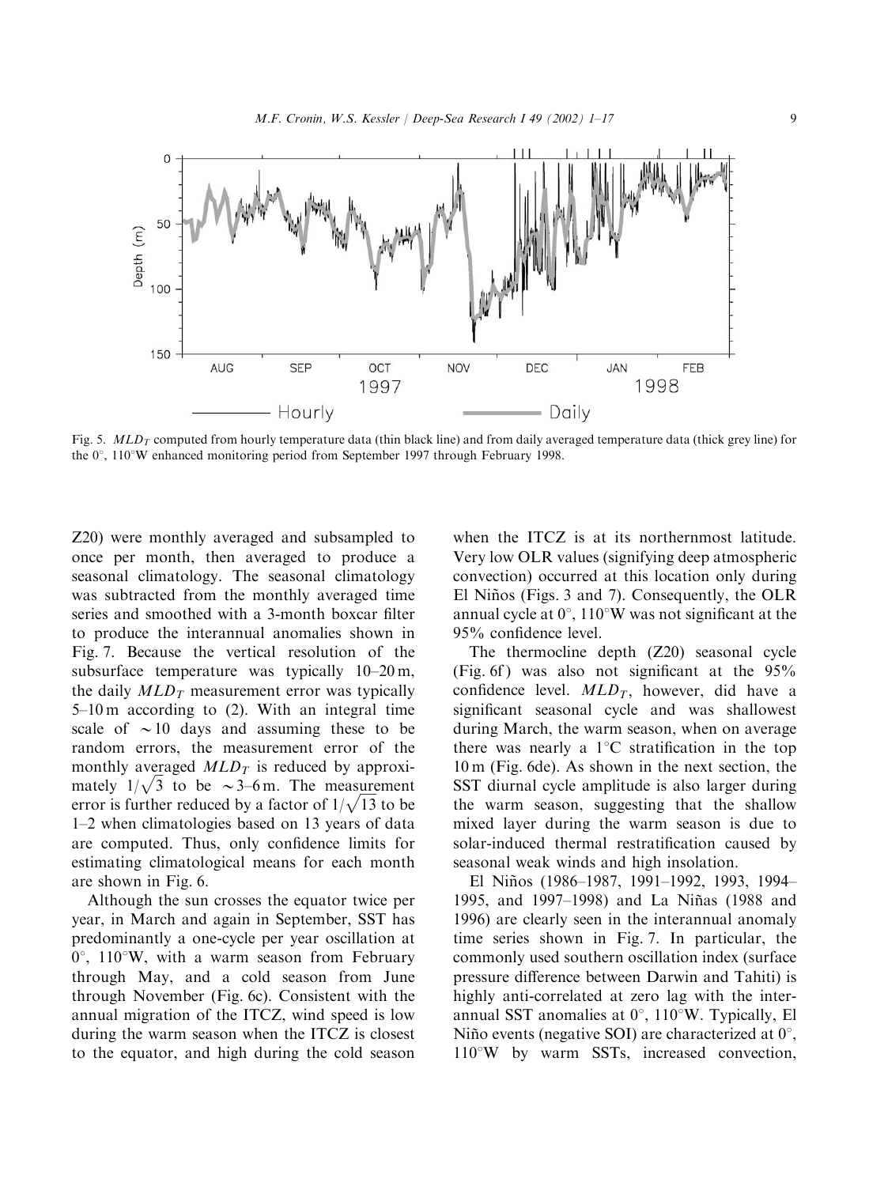Fig. 5. $MLD_T$ computed from hourly temperature data (thin black line) and from daily averaged temperature data (thick grey line) for the 0°, 110°W enhanced monitoring period from September 1997 through February 1998.

Z20) were monthly averaged and subsampled to once per month, then averaged to produce a seasonal climatology. The seasonal climatology was subtracted from the monthly averaged time series and smoothed with a 3-month boxcar filter to produce the interannual anomalies shown in Fig. 7. Because the vertical resolution of the subsurface temperature was typically 10–20 m, the daily $MLD_T$ measurement error was typically 5–10 m according to (2). With an integral time scale of $\sim$10 days and assuming these to be random errors, the measurement error of the monthly averaged $MLD_T$ is reduced by approximately $1/\sqrt{3}$ to be $\sim$3–6 m. The measurement error is further reduced by a factor of $1/\sqrt{13}$ to be 1–2 when climatologies based on 13 years of data are computed. Thus, only confidence limits for estimating climatological means for each month are shown in Fig. 6.

Although the sun crosses the equator twice per year, in March and again in September, SST has predominantly a one-cycle per year oscillation at 0°, 110°W, with a warm season from February through May, and a cold season from June through November (Fig. 6c). Consistent with the annual migration of the ITCZ, wind speed is low during the warm season when the ITCZ is closest to the equator, and high during the cold season when the ITCZ is at its northernmost latitude. Very low OLR values (signifying deep atmospheric convection) occurred at this location only during El Niños (Figs. 3 and 7). Consequently, the OLR annual cycle at 0°, 110°W was not significant at the 95% confidence level.

The thermocline depth (Z20) seasonal cycle (Fig. 6f) was also not significant at the 95% confidence level. $MLD_T$, however, did have a significant seasonal cycle and was shallowest during March, the warm season, when on average there was nearly a 1°C stratification in the top 10 m (Fig. 6de). As shown in the next section, the SST diurnal cycle amplitude is also larger during the warm season, suggesting that the shallow mixed layer during the warm season is due to solar-induced thermal restratification caused by seasonal weak winds and high insolation.

El Niños (1986–1987, 1991–1992, 1993, 1994–1995, and 1997–1998) and La Niñas (1988 and 1996) are clearly seen in the interannual anomaly time series shown in Fig. 7. In particular, the commonly used southern oscillation index (surface pressure difference between Darwin and Tahiti) is highly anti-correlated at zero lag with the interannual SST anomalies at 0°, 110°W. Typically, El Niño events (negative SOI) are characterized at 0°, 110°W by warm SSTs, increased convection,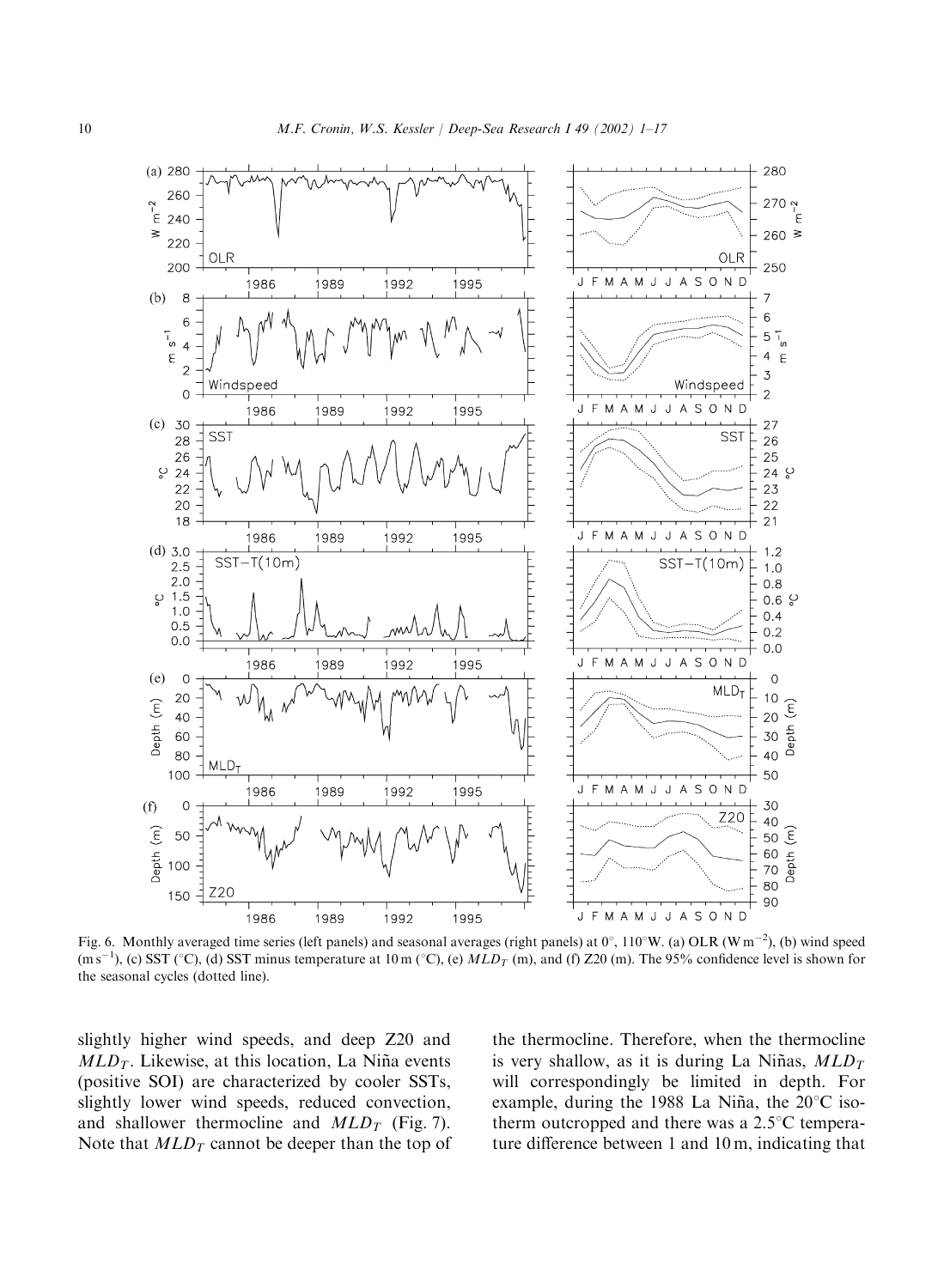Fig. 6. Monthly averaged time series (left panels) and seasonal averages (right panels) at 0°, 110°W. (a) OLR ($W\,m^{-2}$), (b) wind speed ($m\,s^{-1}$), (c) SST (°C), (d) SST minus temperature at 10 m (°C), (e) $MLD_T$ (m), and (f) Z20 (m). The 95% confidence level is shown for the seasonal cycles (dotted line).

slightly higher wind speeds, and deep Z20 and $MLD_T$. Likewise, at this location, La Niña events (positive SOI) are characterized by cooler SSTs, slightly lower wind speeds, reduced convection, and shallower thermocline and $MLD_T$ (Fig. 7). Note that $MLD_T$ cannot be deeper than the top of the thermocline. Therefore, when the thermocline is very shallow, as it is during La Niñas, $MLD_T$ will correspondingly be limited in depth. For example, during the 1988 La Niña, the 20°C isotherm outcropped and there was a 2.5°C temperature difference between 1 and 10 m, indicating that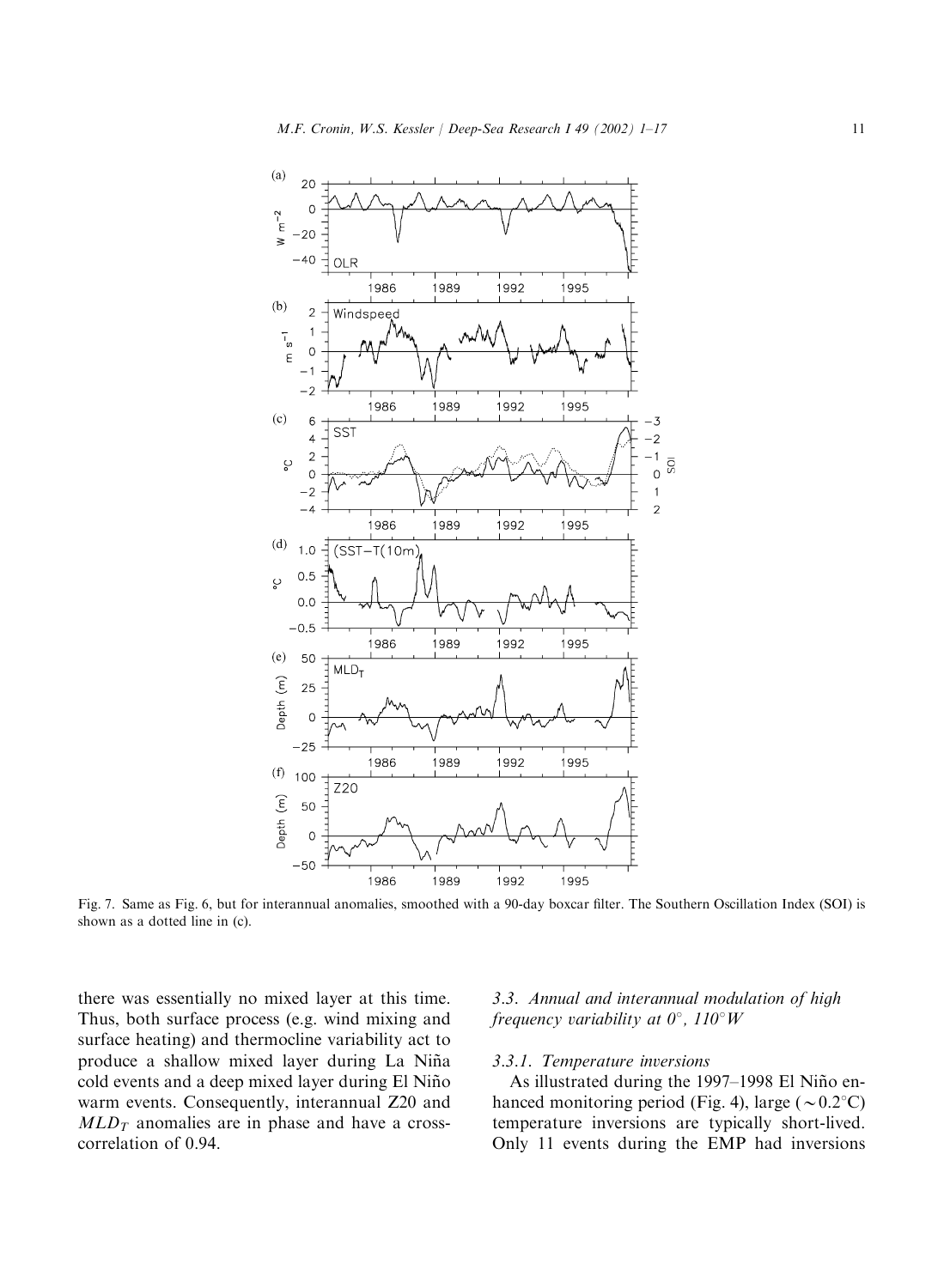Fig. 7. Same as Fig. 6, but for interannual anomalies, smoothed with a 90-day boxcar filter. The Southern Oscillation Index (SOI) is shown as a dotted line in (c).

there was essentially no mixed layer at this time. Thus, both surface process (e.g. wind mixing and surface heating) and thermocline variability act to produce a shallow mixed layer during La Niña cold events and a deep mixed layer during El Niño warm events. Consequently, interannual Z20 and $MLD_T$ anomalies are in phase and have a cross-correlation of 0.94.

### 3.3. Annual and interannual modulation of high frequency variability at 0°, 110°W

#### 3.3.1. Temperature inversions

As illustrated during the 1997–1998 El Niño enhanced monitoring period (Fig. 4), large ($\sim 0.2°C$) temperature inversions are typically short-lived. Only 11 events during the EMP had inversions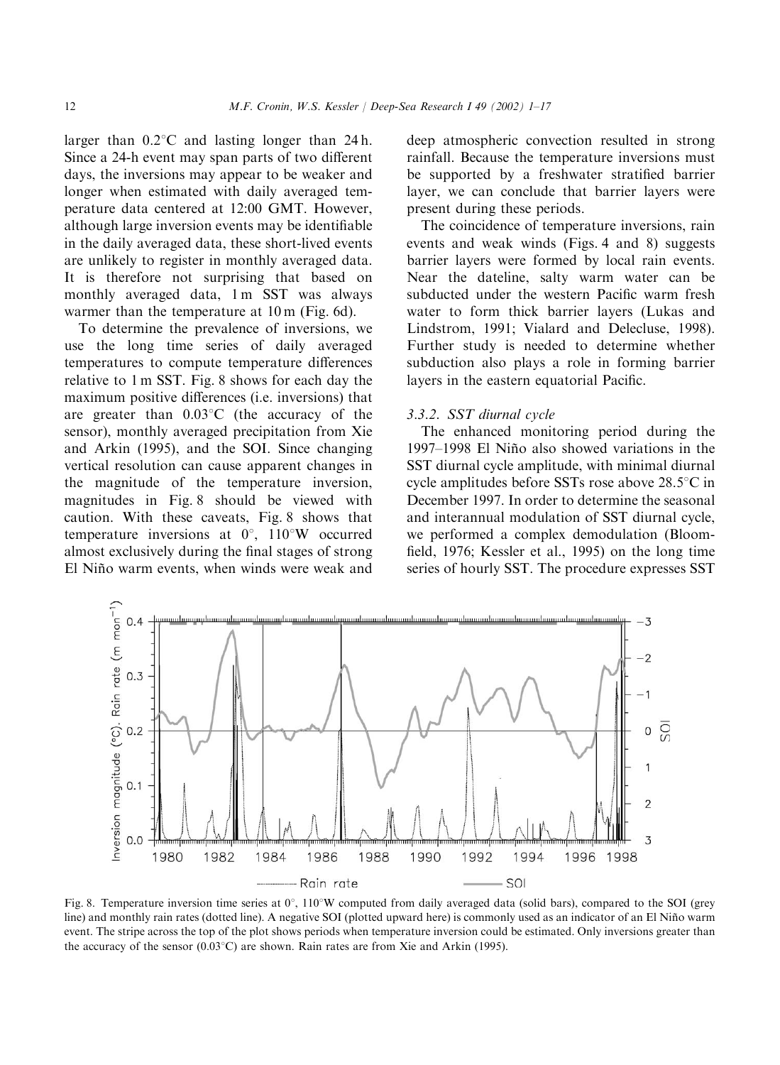larger than 0.2°C and lasting longer than 24 h. Since a 24-h event may span parts of two different days, the inversions may appear to be weaker and longer when estimated with daily averaged temperature data centered at 12:00 GMT. However, although large inversion events may be identifiable in the daily averaged data, these short-lived events are unlikely to register in monthly averaged data. It is therefore not surprising that based on monthly averaged data, 1 m SST was always warmer than the temperature at 10 m (Fig. 6d).

To determine the prevalence of inversions, we use the long time series of daily averaged temperatures to compute temperature differences relative to 1 m SST. Fig. 8 shows for each day the maximum positive differences (i.e. inversions) that are greater than 0.03°C (the accuracy of the sensor), monthly averaged precipitation from Xie and Arkin (1995), and the SOI. Since changing vertical resolution can cause apparent changes in the magnitude of the temperature inversion, magnitudes in Fig. 8 should be viewed with caution. With these caveats, Fig. 8 shows that temperature inversions at 0°, 110°W occurred almost exclusively during the final stages of strong El Niño warm events, when winds were weak and deep atmospheric convection resulted in strong rainfall. Because the temperature inversions must be supported by a freshwater stratified barrier layer, we can conclude that barrier layers were present during these periods.

The coincidence of temperature inversions, rain events and weak winds (Figs. 4 and 8) suggests barrier layers were formed by local rain events. Near the dateline, salty warm water can be subducted under the western Pacific warm fresh water to form thick barrier layers (Lukas and Lindstrom, 1991; Vialard and Delecluse, 1998). Further study is needed to determine whether subduction also plays a role in forming barrier layers in the eastern equatorial Pacific.

### 3.3.2. SST diurnal cycle

The enhanced monitoring period during the 1997–1998 El Niño also showed variations in the SST diurnal cycle amplitude, with minimal diurnal cycle amplitudes before SSTs rose above 28.5°C in December 1997. In order to determine the seasonal and interannual modulation of SST diurnal cycle, we performed a complex demodulation (Bloomfield, 1976; Kessler et al., 1995) on the long time series of hourly SST. The procedure expresses SST

Fig. 8. Temperature inversion time series at 0°, 110°W computed from daily averaged data (solid bars), compared to the SOI (grey line) and monthly rain rates (dotted line). A negative SOI (plotted upward here) is commonly used as an indicator of an El Niño warm event. The stripe across the top of the plot shows periods when temperature inversion could be estimated. Only inversions greater than the accuracy of the sensor (0.03°C) are shown. Rain rates are from Xie and Arkin (1995).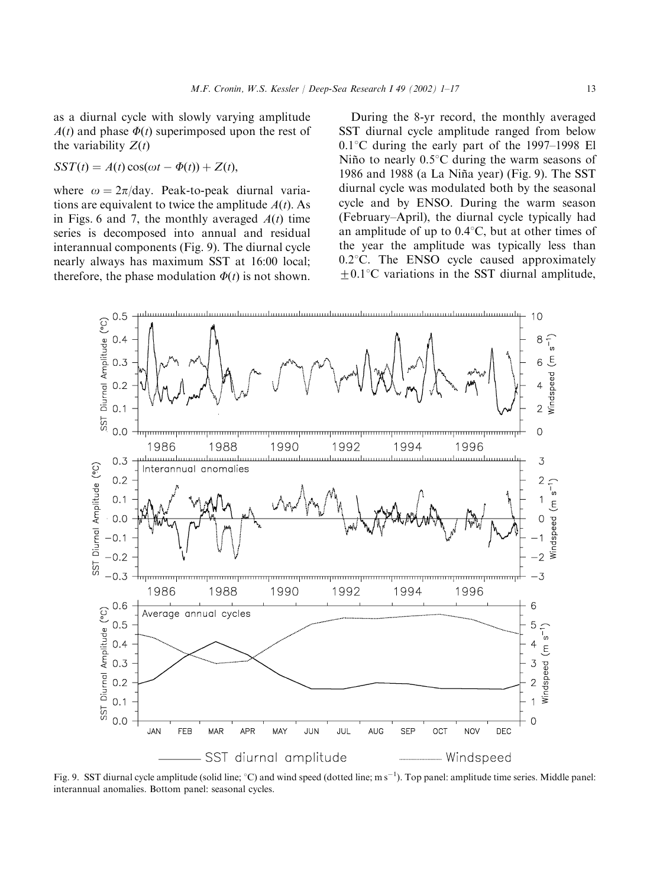as a diurnal cycle with slowly varying amplitude $A(t)$ and phase $\Phi(t)$ superimposed upon the rest of the variability $Z(t)$

$$SST(t) = A(t)\cos(\omega t - \Phi(t)) + Z(t),$$

where $\omega = 2\pi/\text{day}$. Peak-to-peak diurnal variations are equivalent to twice the amplitude $A(t)$. As in Figs. 6 and 7, the monthly averaged $A(t)$ time series is decomposed into annual and residual interannual components (Fig. 9). The diurnal cycle nearly always has maximum SST at 16:00 local; therefore, the phase modulation $\Phi(t)$ is not shown.

During the 8-yr record, the monthly averaged SST diurnal cycle amplitude ranged from below 0.1°C during the early part of the 1997–1998 El Niño to nearly 0.5°C during the warm seasons of 1986 and 1988 (a La Niña year) (Fig. 9). The SST diurnal cycle was modulated both by the seasonal cycle and by ENSO. During the warm season (February–April), the diurnal cycle typically had an amplitude of up to 0.4°C, but at other times of the year the amplitude was typically less than 0.2°C. The ENSO cycle caused approximately ±0.1°C variations in the SST diurnal amplitude,

Fig. 9. SST diurnal cycle amplitude (solid line; °C) and wind speed (dotted line; m s$^{-1}$). Top panel: amplitude time series. Middle panel: interannual anomalies. Bottom panel: seasonal cycles.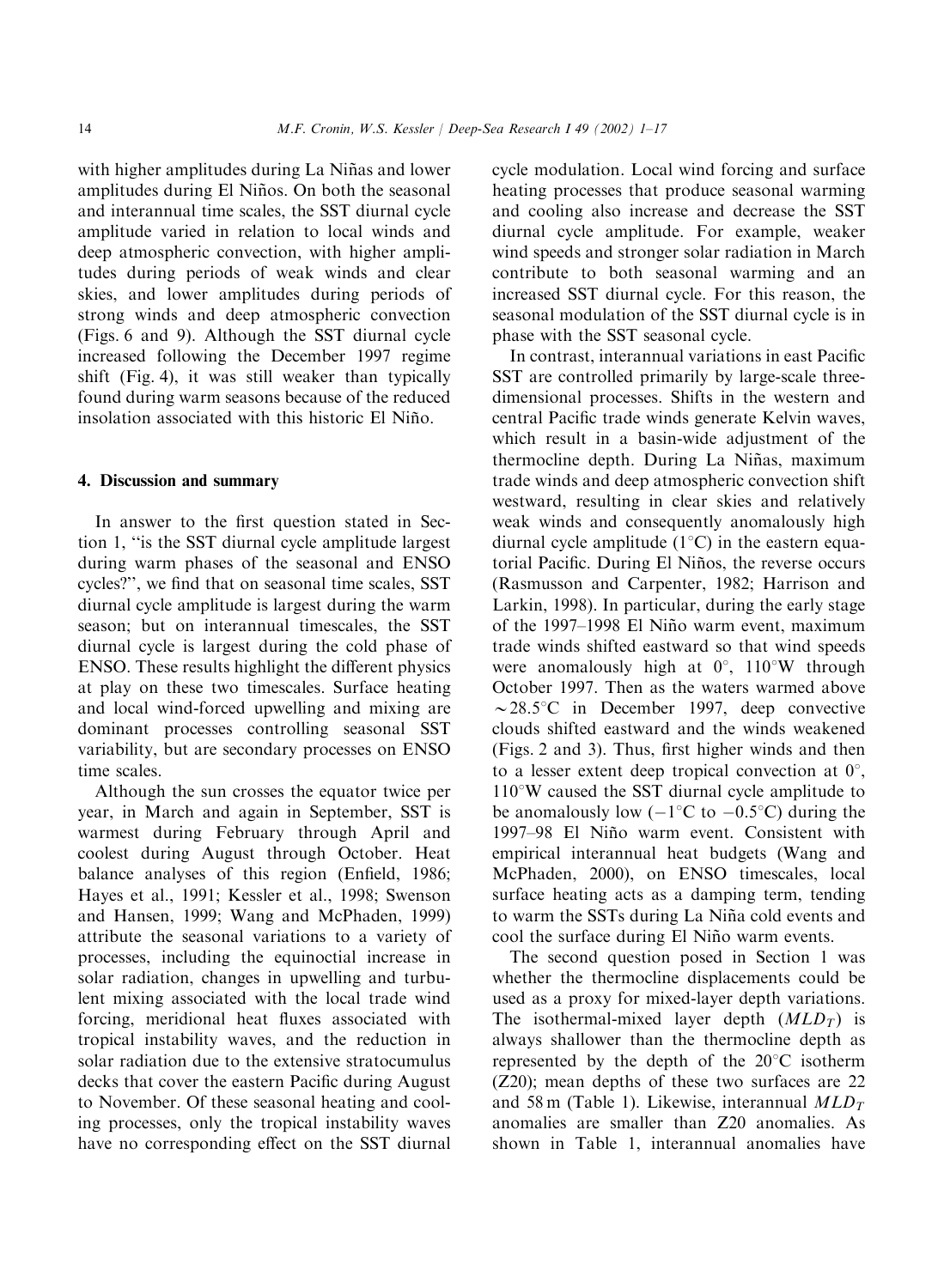with higher amplitudes during La Niñas and lower amplitudes during El Niños. On both the seasonal and interannual time scales, the SST diurnal cycle amplitude varied in relation to local winds and deep atmospheric convection, with higher amplitudes during periods of weak winds and clear skies, and lower amplitudes during periods of strong winds and deep atmospheric convection (Figs. 6 and 9). Although the SST diurnal cycle increased following the December 1997 regime shift (Fig. 4), it was still weaker than typically found during warm seasons because of the reduced insolation associated with this historic El Niño.

## 4. Discussion and summary

In answer to the first question stated in Section 1, "is the SST diurnal cycle amplitude largest during warm phases of the seasonal and ENSO cycles?", we find that on seasonal time scales, SST diurnal cycle amplitude is largest during the warm season; but on interannual timescales, the SST diurnal cycle is largest during the cold phase of ENSO. These results highlight the different physics at play on these two timescales. Surface heating and local wind-forced upwelling and mixing are dominant processes controlling seasonal SST variability, but are secondary processes on ENSO time scales.

Although the sun crosses the equator twice per year, in March and again in September, SST is warmest during February through April and coolest during August through October. Heat balance analyses of this region (Enfield, 1986; Hayes et al., 1991; Kessler et al., 1998; Swenson and Hansen, 1999; Wang and McPhaden, 1999) attribute the seasonal variations to a variety of processes, including the equinoctial increase in solar radiation, changes in upwelling and turbulent mixing associated with the local trade wind forcing, meridional heat fluxes associated with tropical instability waves, and the reduction in solar radiation due to the extensive stratocumulus decks that cover the eastern Pacific during August to November. Of these seasonal heating and cooling processes, only the tropical instability waves have no corresponding effect on the SST diurnal cycle modulation. Local wind forcing and surface heating processes that produce seasonal warming and cooling also increase and decrease the SST diurnal cycle amplitude. For example, weaker wind speeds and stronger solar radiation in March contribute to both seasonal warming and an increased SST diurnal cycle. For this reason, the seasonal modulation of the SST diurnal cycle is in phase with the SST seasonal cycle.

In contrast, interannual variations in east Pacific SST are controlled primarily by large-scale three-dimensional processes. Shifts in the western and central Pacific trade winds generate Kelvin waves, which result in a basin-wide adjustment of the thermocline depth. During La Niñas, maximum trade winds and deep atmospheric convection shift westward, resulting in clear skies and relatively weak winds and consequently anomalously high diurnal cycle amplitude (1°C) in the eastern equatorial Pacific. During El Niños, the reverse occurs (Rasmusson and Carpenter, 1982; Harrison and Larkin, 1998). In particular, during the early stage of the 1997–1998 El Niño warm event, maximum trade winds shifted eastward so that wind speeds were anomalously high at 0°, 110°W through October 1997. Then as the waters warmed above ~28.5°C in December 1997, deep convective clouds shifted eastward and the winds weakened (Figs. 2 and 3). Thus, first higher winds and then to a lesser extent deep tropical convection at 0°, 110°W caused the SST diurnal cycle amplitude to be anomalously low (−1°C to −0.5°C) during the 1997–98 El Niño warm event. Consistent with empirical interannual heat budgets (Wang and McPhaden, 2000), on ENSO timescales, local surface heating acts as a damping term, tending to warm the SSTs during La Niña cold events and cool the surface during El Niño warm events.

The second question posed in Section 1 was whether the thermocline displacements could be used as a proxy for mixed-layer depth variations. The isothermal-mixed layer depth ($MLD_T$) is always shallower than the thermocline depth as represented by the depth of the 20°C isotherm (Z20); mean depths of these two surfaces are 22 and 58 m (Table 1). Likewise, interannual $MLD_T$ anomalies are smaller than Z20 anomalies. As shown in Table 1, interannual anomalies have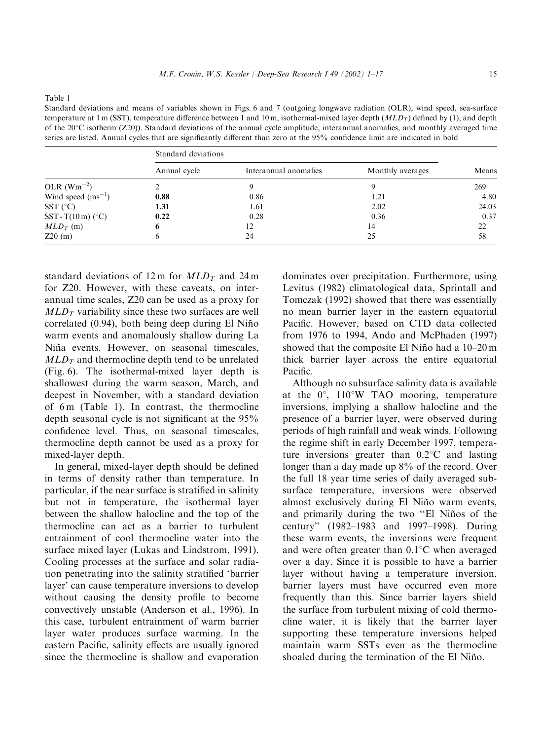Table 1

Standard deviations and means of variables shown in Figs. 6 and 7 (outgoing longwave radiation (OLR), wind speed, sea-surface temperature at 1 m (SST), temperature difference between 1 and 10 m, isothermal-mixed layer depth ($MLD_T$) defined by (1), and depth of the 20°C isotherm (Z20)). Standard deviations of the annual cycle amplitude, interannual anomalies, and monthly averaged time series are listed. Annual cycles that are significantly different than zero at the 95% confidence limit are indicated in bold

| | Standard deviations | | | Means |
|---|---|---|---|---|
| | Annual cycle | Interannual anomalies | Monthly averages | |
| OLR ($Wm^{-2}$) | 2 | 9 | 9 | 269 |
| Wind speed ($ms^{-1}$) | **0.88** | 0.86 | 1.21 | 4.80 |
| SST (°C) | **1.31** | 1.61 | 2.02 | 24.03 |
| SST - T(10 m) (°C) | **0.22** | 0.28 | 0.36 | 0.37 |
| $MLD_T$ (m) | **6** | 12 | 14 | 22 |
| Z20 (m) | 6 | 24 | 25 | 58 |

standard deviations of 12 m for $MLD_T$ and 24 m for Z20. However, with these caveats, on interannual time scales, Z20 can be used as a proxy for $MLD_T$ variability since these two surfaces are well correlated (0.94), both being deep during El Niño warm events and anomalously shallow during La Niña events. However, on seasonal timescales, $MLD_T$ and thermocline depth tend to be unrelated (Fig. 6). The isothermal-mixed layer depth is shallowest during the warm season, March, and deepest in November, with a standard deviation of 6 m (Table 1). In contrast, the thermocline depth seasonal cycle is not significant at the 95% confidence level. Thus, on seasonal timescales, thermocline depth cannot be used as a proxy for mixed-layer depth.

In general, mixed-layer depth should be defined in terms of density rather than temperature. In particular, if the near surface is stratified in salinity but not in temperature, the isothermal layer between the shallow halocline and the top of the thermocline can act as a barrier to turbulent entrainment of cool thermocline water into the surface mixed layer (Lukas and Lindstrom, 1991). Cooling processes at the surface and solar radiation penetrating into the salinity stratified 'barrier layer' can cause temperature inversions to develop without causing the density profile to become convectively unstable (Anderson et al., 1996). In this case, turbulent entrainment of warm barrier layer water produces surface warming. In the eastern Pacific, salinity effects are usually ignored since the thermocline is shallow and evaporation dominates over precipitation. Furthermore, using Levitus (1982) climatological data, Sprintall and Tomczak (1992) showed that there was essentially no mean barrier layer in the eastern equatorial Pacific. However, based on CTD data collected from 1976 to 1994, Ando and McPhaden (1997) showed that the composite El Niño had a 10–20 m thick barrier layer across the entire equatorial Pacific.

Although no subsurface salinity data is available at the 0°, 110°W TAO mooring, temperature inversions, implying a shallow halocline and the presence of a barrier layer, were observed during periods of high rainfall and weak winds. Following the regime shift in early December 1997, temperature inversions greater than 0.2°C and lasting longer than a day made up 8% of the record. Over the full 18 year time series of daily averaged subsurface temperature, inversions were observed almost exclusively during El Niño warm events, and primarily during the two "El Niños of the century" (1982–1983 and 1997–1998). During these warm events, the inversions were frequent and were often greater than 0.1°C when averaged over a day. Since it is possible to have a barrier layer without having a temperature inversion, barrier layers must have occurred even more frequently than this. Since barrier layers shield the surface from turbulent mixing of cold thermocline water, it is likely that the barrier layer supporting these temperature inversions helped maintain warm SSTs even as the thermocline shoaled during the termination of the El Niño.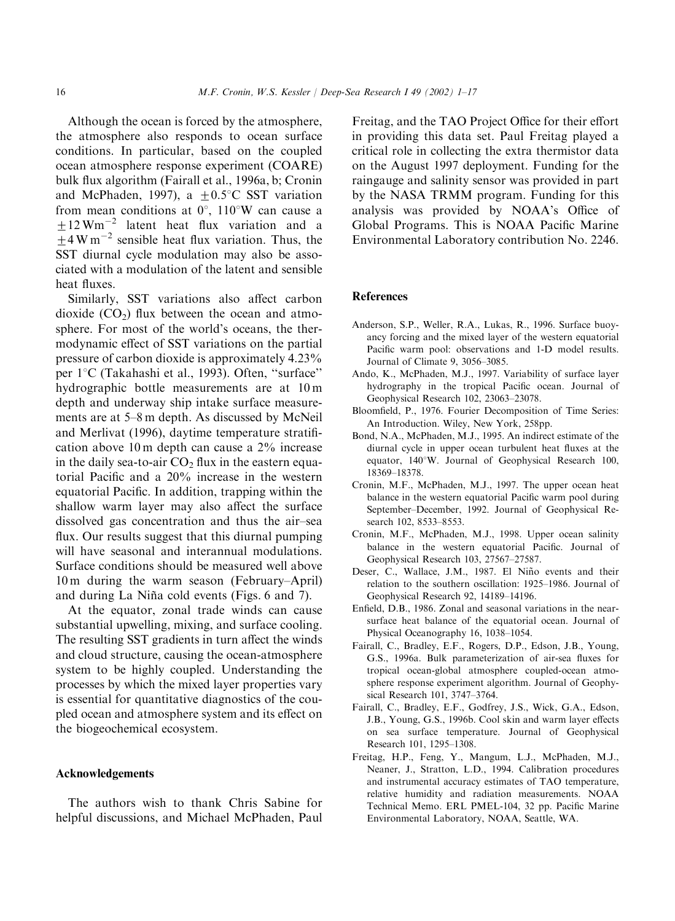Although the ocean is forced by the atmosphere, the atmosphere also responds to ocean surface conditions. In particular, based on the coupled ocean atmosphere response experiment (COARE) bulk flux algorithm (Fairall et al., 1996a, b; Cronin and McPhaden, 1997), a $\pm 0.5°C$ SST variation from mean conditions at 0°, 110°W can cause a $\pm 12\,\mathrm{W\,m^{-2}}$ latent heat flux variation and a $\pm 4\,\mathrm{W\,m^{-2}}$ sensible heat flux variation. Thus, the SST diurnal cycle modulation may also be associated with a modulation of the latent and sensible heat fluxes.

Similarly, SST variations also affect carbon dioxide ($CO_2$) flux between the ocean and atmosphere. For most of the world's oceans, the thermodynamic effect of SST variations on the partial pressure of carbon dioxide is approximately 4.23% per 1°C (Takahashi et al., 1993). Often, "surface" hydrographic bottle measurements are at 10 m depth and underway ship intake surface measurements are at 5–8 m depth. As discussed by McNeil and Merlivat (1996), daytime temperature stratification above 10 m depth can cause a 2% increase in the daily sea-to-air $CO_2$ flux in the eastern equatorial Pacific and a 20% increase in the western equatorial Pacific. In addition, trapping within the shallow warm layer may also affect the surface dissolved gas concentration and thus the air–sea flux. Our results suggest that this diurnal pumping will have seasonal and interannual modulations. Surface conditions should be measured well above 10 m during the warm season (February–April) and during La Niña cold events (Figs. 6 and 7).

At the equator, zonal trade winds can cause substantial upwelling, mixing, and surface cooling. The resulting SST gradients in turn affect the winds and cloud structure, causing the ocean-atmosphere system to be highly coupled. Understanding the processes by which the mixed layer properties vary is essential for quantitative diagnostics of the coupled ocean and atmosphere system and its effect on the biogeochemical ecosystem.

## Acknowledgements

The authors wish to thank Chris Sabine for helpful discussions, and Michael McPhaden, Paul Freitag, and the TAO Project Office for their effort in providing this data set. Paul Freitag played a critical role in collecting the extra thermistor data on the August 1997 deployment. Funding for the raingauge and salinity sensor was provided in part by the NASA TRMM program. Funding for this analysis was provided by NOAA's Office of Global Programs. This is NOAA Pacific Marine Environmental Laboratory contribution No. 2246.

## References

Anderson, S.P., Weller, R.A., Lukas, R., 1996. Surface buoyancy forcing and the mixed layer of the western equatorial Pacific warm pool: observations and 1-D model results. Journal of Climate 9, 3056–3085.

Ando, K., McPhaden, M.J., 1997. Variability of surface layer hydrography in the tropical Pacific ocean. Journal of Geophysical Research 102, 23063–23078.

Bloomfield, P., 1976. Fourier Decomposition of Time Series: An Introduction. Wiley, New York, 258pp.

Bond, N.A., McPhaden, M.J., 1995. An indirect estimate of the diurnal cycle in upper ocean turbulent heat fluxes at the equator, 140°W. Journal of Geophysical Research 100, 18369–18378.

Cronin, M.F., McPhaden, M.J., 1997. The upper ocean heat balance in the western equatorial Pacific warm pool during September–December, 1992. Journal of Geophysical Research 102, 8533–8553.

Cronin, M.F., McPhaden, M.J., 1998. Upper ocean salinity balance in the western equatorial Pacific. Journal of Geophysical Research 103, 27567–27587.

Deser, C., Wallace, J.M., 1987. El Niño events and their relation to the southern oscillation: 1925–1986. Journal of Geophysical Research 92, 14189–14196.

Enfield, D.B., 1986. Zonal and seasonal variations in the near-surface heat balance of the equatorial ocean. Journal of Physical Oceanography 16, 1038–1054.

Fairall, C., Bradley, E.F., Rogers, D.P., Edson, J.B., Young, G.S., 1996a. Bulk parameterization of air-sea fluxes for tropical ocean-global atmosphere coupled-ocean atmosphere response experiment algorithm. Journal of Geophysical Research 101, 3747–3764.

Fairall, C., Bradley, E.F., Godfrey, J.S., Wick, G.A., Edson, J.B., Young, G.S., 1996b. Cool skin and warm layer effects on sea surface temperature. Journal of Geophysical Research 101, 1295–1308.

Freitag, H.P., Feng, Y., Mangum, L.J., McPhaden, M.J., Neaner, J., Stratton, L.D., 1994. Calibration procedures and instrumental accuracy estimates of TAO temperature, relative humidity and radiation measurements. NOAA Technical Memo. ERL PMEL-104, 32 pp. Pacific Marine Environmental Laboratory, NOAA, Seattle, WA.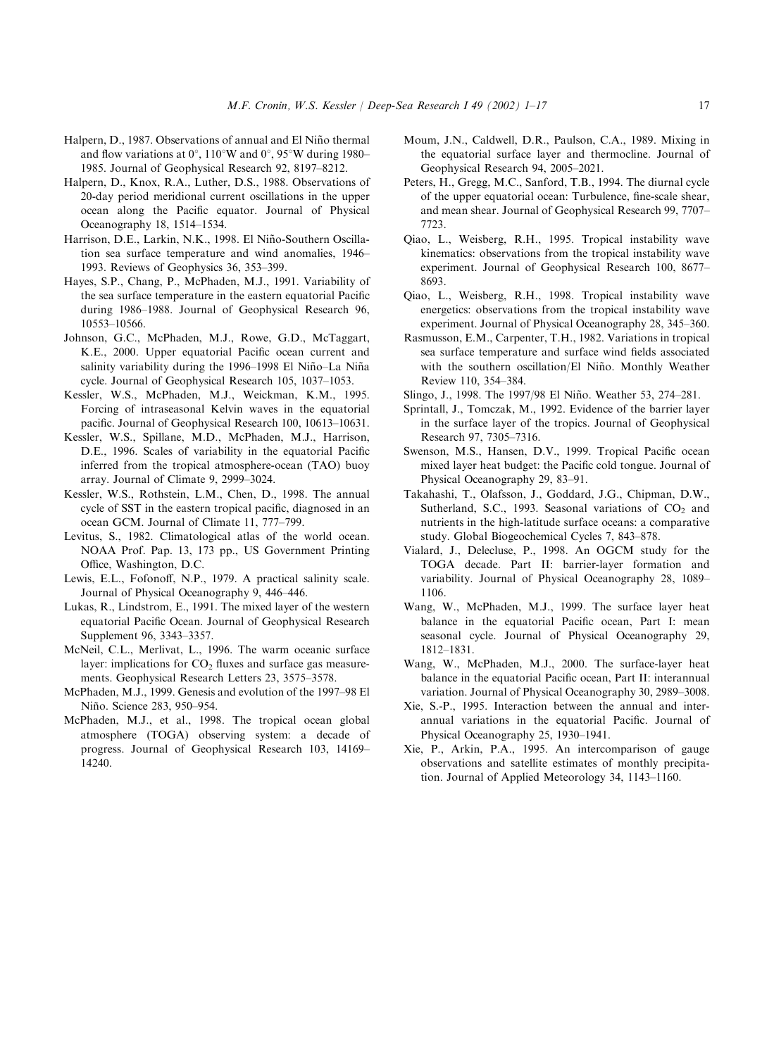Halpern, D., 1987. Observations of annual and El Niño thermal and flow variations at 0°, 110°W and 0°, 95°W during 1980–1985. Journal of Geophysical Research 92, 8197–8212.

Halpern, D., Knox, R.A., Luther, D.S., 1988. Observations of 20-day period meridional current oscillations in the upper ocean along the Pacific equator. Journal of Physical Oceanography 18, 1514–1534.

Harrison, D.E., Larkin, N.K., 1998. El Niño-Southern Oscillation sea surface temperature and wind anomalies, 1946–1993. Reviews of Geophysics 36, 353–399.

Hayes, S.P., Chang, P., McPhaden, M.J., 1991. Variability of the sea surface temperature in the eastern equatorial Pacific during 1986–1988. Journal of Geophysical Research 96, 10553–10566.

Johnson, G.C., McPhaden, M.J., Rowe, G.D., McTaggart, K.E., 2000. Upper equatorial Pacific ocean current and salinity variability during the 1996–1998 El Niño–La Niña cycle. Journal of Geophysical Research 105, 1037–1053.

Kessler, W.S., McPhaden, M.J., Weickman, K.M., 1995. Forcing of intraseasonal Kelvin waves in the equatorial pacific. Journal of Geophysical Research 100, 10613–10631.

Kessler, W.S., Spillane, M.D., McPhaden, M.J., Harrison, D.E., 1996. Scales of variability in the equatorial Pacific inferred from the tropical atmosphere-ocean (TAO) buoy array. Journal of Climate 9, 2999–3024.

Kessler, W.S., Rothstein, L.M., Chen, D., 1998. The annual cycle of SST in the eastern tropical pacific, diagnosed in an ocean GCM. Journal of Climate 11, 777–799.

Levitus, S., 1982. Climatological atlas of the world ocean. NOAA Prof. Pap. 13, 173 pp., US Government Printing Office, Washington, D.C.

Lewis, E.L., Fofonoff, N.P., 1979. A practical salinity scale. Journal of Physical Oceanography 9, 446–446.

Lukas, R., Lindstrom, E., 1991. The mixed layer of the western equatorial Pacific Ocean. Journal of Geophysical Research Supplement 96, 3343–3357.

McNeil, C.L., Merlivat, L., 1996. The warm oceanic surface layer: implications for $CO_2$ fluxes and surface gas measurements. Geophysical Research Letters 23, 3575–3578.

McPhaden, M.J., 1999. Genesis and evolution of the 1997–98 El Niño. Science 283, 950–954.

McPhaden, M.J., et al., 1998. The tropical ocean global atmosphere (TOGA) observing system: a decade of progress. Journal of Geophysical Research 103, 14169–14240.

Moum, J.N., Caldwell, D.R., Paulson, C.A., 1989. Mixing in the equatorial surface layer and thermocline. Journal of Geophysical Research 94, 2005–2021.

Peters, H., Gregg, M.C., Sanford, T.B., 1994. The diurnal cycle of the upper equatorial ocean: Turbulence, fine-scale shear, and mean shear. Journal of Geophysical Research 99, 7707–7723.

Qiao, L., Weisberg, R.H., 1995. Tropical instability wave kinematics: observations from the tropical instability wave experiment. Journal of Geophysical Research 100, 8677–8693.

Qiao, L., Weisberg, R.H., 1998. Tropical instability wave energetics: observations from the tropical instability wave experiment. Journal of Physical Oceanography 28, 345–360.

Rasmusson, E.M., Carpenter, T.H., 1982. Variations in tropical sea surface temperature and surface wind fields associated with the southern oscillation/El Niño. Monthly Weather Review 110, 354–384.

Slingo, J., 1998. The 1997/98 El Niño. Weather 53, 274–281.

Sprintall, J., Tomczak, M., 1992. Evidence of the barrier layer in the surface layer of the tropics. Journal of Geophysical Research 97, 7305–7316.

Swenson, M.S., Hansen, D.V., 1999. Tropical Pacific ocean mixed layer heat budget: the Pacific cold tongue. Journal of Physical Oceanography 29, 83–91.

Takahashi, T., Olafsson, J., Goddard, J.G., Chipman, D.W., Sutherland, S.C., 1993. Seasonal variations of $CO_2$ and nutrients in the high-latitude surface oceans: a comparative study. Global Biogeochemical Cycles 7, 843–878.

Vialard, J., Delecluse, P., 1998. An OGCM study for the TOGA decade. Part II: barrier-layer formation and variability. Journal of Physical Oceanography 28, 1089–1106.

Wang, W., McPhaden, M.J., 1999. The surface layer heat balance in the equatorial Pacific ocean, Part I: mean seasonal cycle. Journal of Physical Oceanography 29, 1812–1831.

Wang, W., McPhaden, M.J., 2000. The surface-layer heat balance in the equatorial Pacific ocean, Part II: interannual variation. Journal of Physical Oceanography 30, 2989–3008.

Xie, S.-P., 1995. Interaction between the annual and interannual variations in the equatorial Pacific. Journal of Physical Oceanography 25, 1930–1941.

Xie, P., Arkin, P.A., 1995. An intercomparison of gauge observations and satellite estimates of monthly precipitation. Journal of Applied Meteorology 34, 1143–1160.